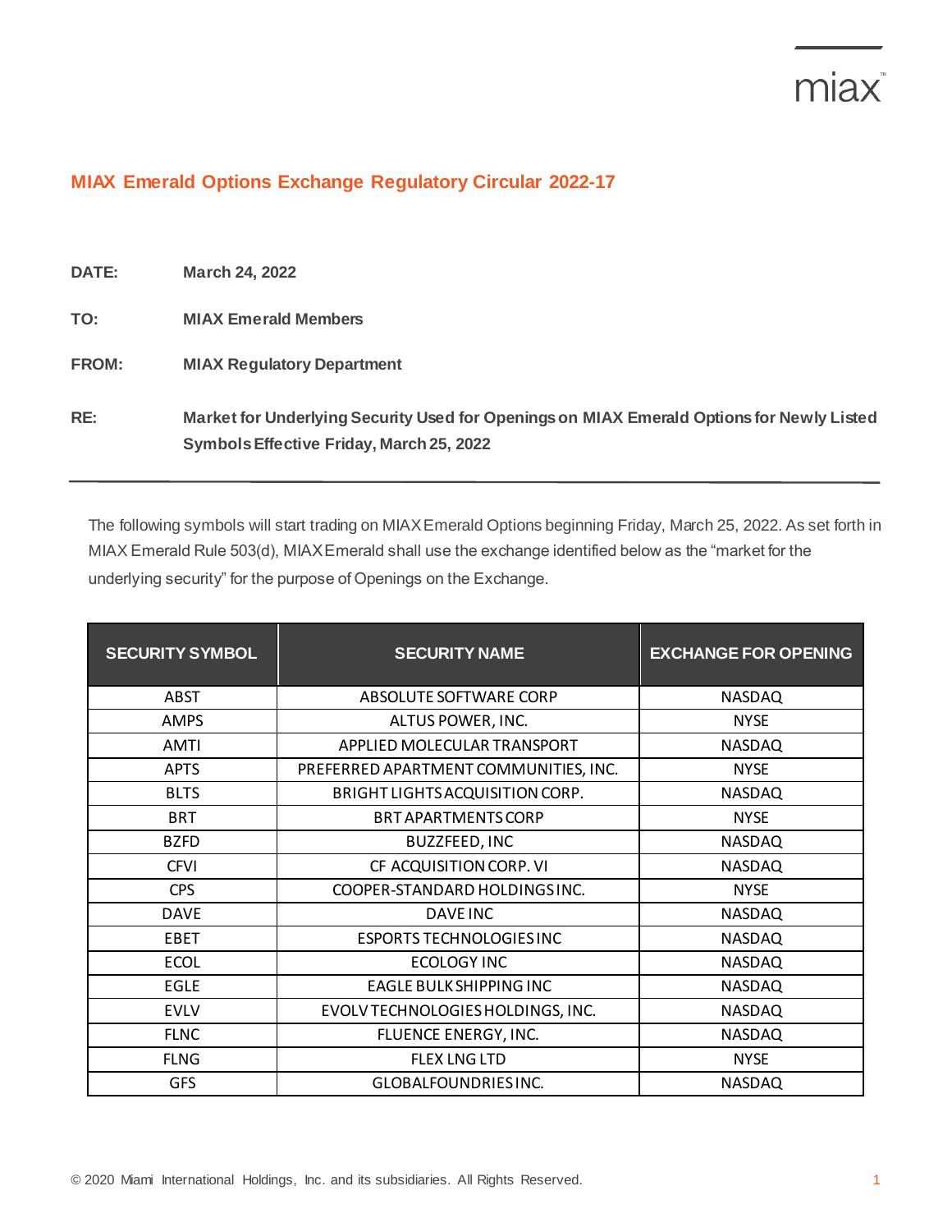# MIAX Emerald Options Exchange Regulatory Circular 2022-17

**DATE:** March 24, 2022

**TO:** MIAX Emerald Members

**FROM:** MIAX Regulatory Department

**RE:** Market for Underlying Security Used for Openings on MIAX Emerald Options for Newly Listed Symbols Effective Friday, March 25, 2022

---

The following symbols will start trading on MIAX Emerald Options beginning Friday, March 25, 2022. As set forth in MIAX Emerald Rule 503(d), MIAX Emerald shall use the exchange identified below as the "market for the underlying security" for the purpose of Openings on the Exchange.

| SECURITY SYMBOL | SECURITY NAME | EXCHANGE FOR OPENING |
|---|---|---|
| ABST | ABSOLUTE SOFTWARE CORP | NASDAQ |
| AMPS | ALTUS POWER, INC. | NYSE |
| AMTI | APPLIED MOLECULAR TRANSPORT | NASDAQ |
| APTS | PREFERRED APARTMENT COMMUNITIES, INC. | NYSE |
| BLTS | BRIGHT LIGHTS ACQUISITION CORP. | NASDAQ |
| BRT | BRT APARTMENTS CORP | NYSE |
| BZFD | BUZZFEED, INC | NASDAQ |
| CFVI | CF ACQUISITION CORP. VI | NASDAQ |
| CPS | COOPER-STANDARD HOLDINGS INC. | NYSE |
| DAVE | DAVE INC | NASDAQ |
| EBET | ESPORTS TECHNOLOGIES INC | NASDAQ |
| ECOL | ECOLOGY INC | NASDAQ |
| EGLE | EAGLE BULK SHIPPING INC | NASDAQ |
| EVLV | EVOLV TECHNOLOGIES HOLDINGS, INC. | NASDAQ |
| FLNC | FLUENCE ENERGY, INC. | NASDAQ |
| FLNG | FLEX LNG LTD | NYSE |
| GFS | GLOBALFOUNDRIES INC. | NASDAQ |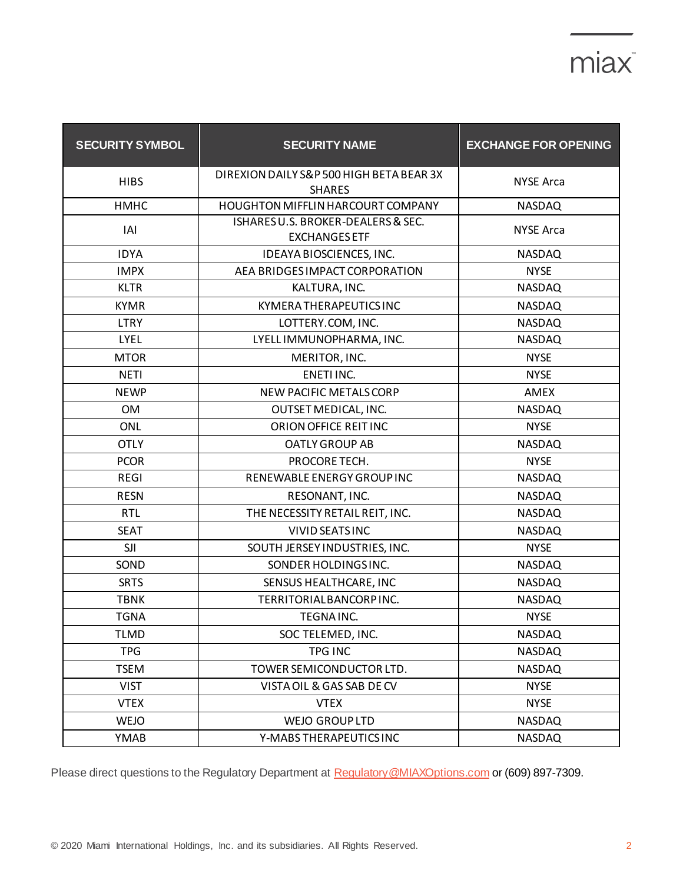| SECURITY SYMBOL | SECURITY NAME | EXCHANGE FOR OPENING |
|---|---|---|
| HIBS | DIREXION DAILY S&P 500 HIGH BETA BEAR 3X SHARES | NYSE Arca |
| HMHC | HOUGHTON MIFFLIN HARCOURT COMPANY | NASDAQ |
| IAI | ISHARES U.S. BROKER-DEALERS & SEC. EXCHANGES ETF | NYSE Arca |
| IDYA | IDEAYA BIOSCIENCES, INC. | NASDAQ |
| IMPX | AEA BRIDGES IMPACT CORPORATION | NYSE |
| KLTR | KALTURA, INC. | NASDAQ |
| KYMR | KYMERA THERAPEUTICS INC | NASDAQ |
| LTRY | LOTTERY.COM, INC. | NASDAQ |
| LYEL | LYELL IMMUNOPHARMA, INC. | NASDAQ |
| MTOR | MERITOR, INC. | NYSE |
| NETI | ENETI INC. | NYSE |
| NEWP | NEW PACIFIC METALS CORP | AMEX |
| OM | OUTSET MEDICAL, INC. | NASDAQ |
| ONL | ORION OFFICE REIT INC | NYSE |
| OTLY | OATLY GROUP AB | NASDAQ |
| PCOR | PROCORE TECH. | NYSE |
| REGI | RENEWABLE ENERGY GROUP INC | NASDAQ |
| RESN | RESONANT, INC. | NASDAQ |
| RTL | THE NECESSITY RETAIL REIT, INC. | NASDAQ |
| SEAT | VIVID SEATS INC | NASDAQ |
| SJI | SOUTH JERSEY INDUSTRIES, INC. | NYSE |
| SOND | SONDER HOLDINGS INC. | NASDAQ |
| SRTS | SENSUS HEALTHCARE, INC | NASDAQ |
| TBNK | TERRITORIAL BANCORP INC. | NASDAQ |
| TGNA | TEGNA INC. | NYSE |
| TLMD | SOC TELEMED, INC. | NASDAQ |
| TPG | TPG INC | NASDAQ |
| TSEM | TOWER SEMICONDUCTOR LTD. | NASDAQ |
| VIST | VISTA OIL & GAS SAB DE CV | NYSE |
| VTEX | VTEX | NYSE |
| WEJO | WEJO GROUP LTD | NASDAQ |
| YMAB | Y-MABS THERAPEUTICS INC | NASDAQ |

Please direct questions to the Regulatory Department at Regulatory@MIAXOptions.com or (609) 897-7309.

© 2020 Miami International Holdings, Inc. and its subsidiaries. All Rights Reserved.